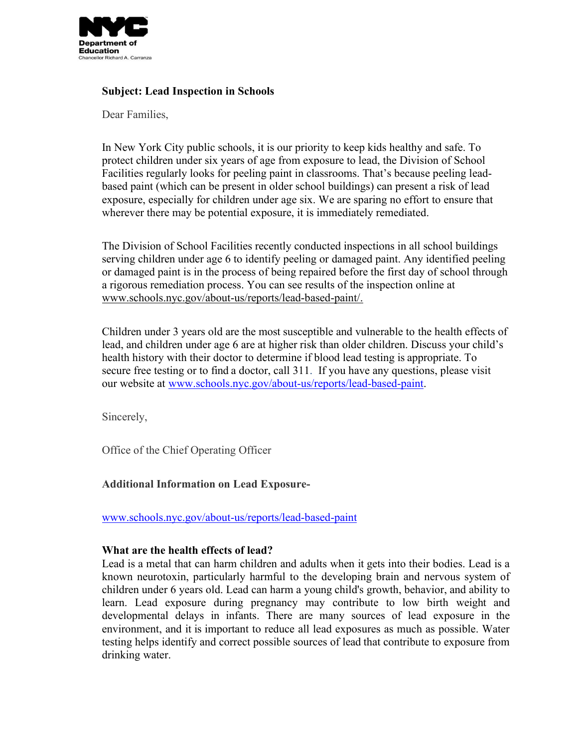NYC Department of Education
Chancellor Richard A. Carranza

**Subject: Lead Inspection in Schools**

Dear Families,

In New York City public schools, it is our priority to keep kids healthy and safe. To protect children under six years of age from exposure to lead, the Division of School Facilities regularly looks for peeling paint in classrooms. That's because peeling lead-based paint (which can be present in older school buildings) can present a risk of lead exposure, especially for children under age six. We are sparing no effort to ensure that wherever there may be potential exposure, it is immediately remediated.

The Division of School Facilities recently conducted inspections in all school buildings serving children under age 6 to identify peeling or damaged paint. Any identified peeling or damaged paint is in the process of being repaired before the first day of school through a rigorous remediation process. You can see results of the inspection online at www.schools.nyc.gov/about-us/reports/lead-based-paint/.

Children under 3 years old are the most susceptible and vulnerable to the health effects of lead, and children under age 6 are at higher risk than older children. Discuss your child's health history with their doctor to determine if blood lead testing is appropriate. To secure free testing or to find a doctor, call 311. If you have any questions, please visit our website at www.schools.nyc.gov/about-us/reports/lead-based-paint.

Sincerely,

Office of the Chief Operating Officer

**Additional Information on Lead Exposure-**

www.schools.nyc.gov/about-us/reports/lead-based-paint

**What are the health effects of lead?**

Lead is a metal that can harm children and adults when it gets into their bodies. Lead is a known neurotoxin, particularly harmful to the developing brain and nervous system of children under 6 years old. Lead can harm a young child's growth, behavior, and ability to learn. Lead exposure during pregnancy may contribute to low birth weight and developmental delays in infants. There are many sources of lead exposure in the environment, and it is important to reduce all lead exposures as much as possible. Water testing helps identify and correct possible sources of lead that contribute to exposure from drinking water.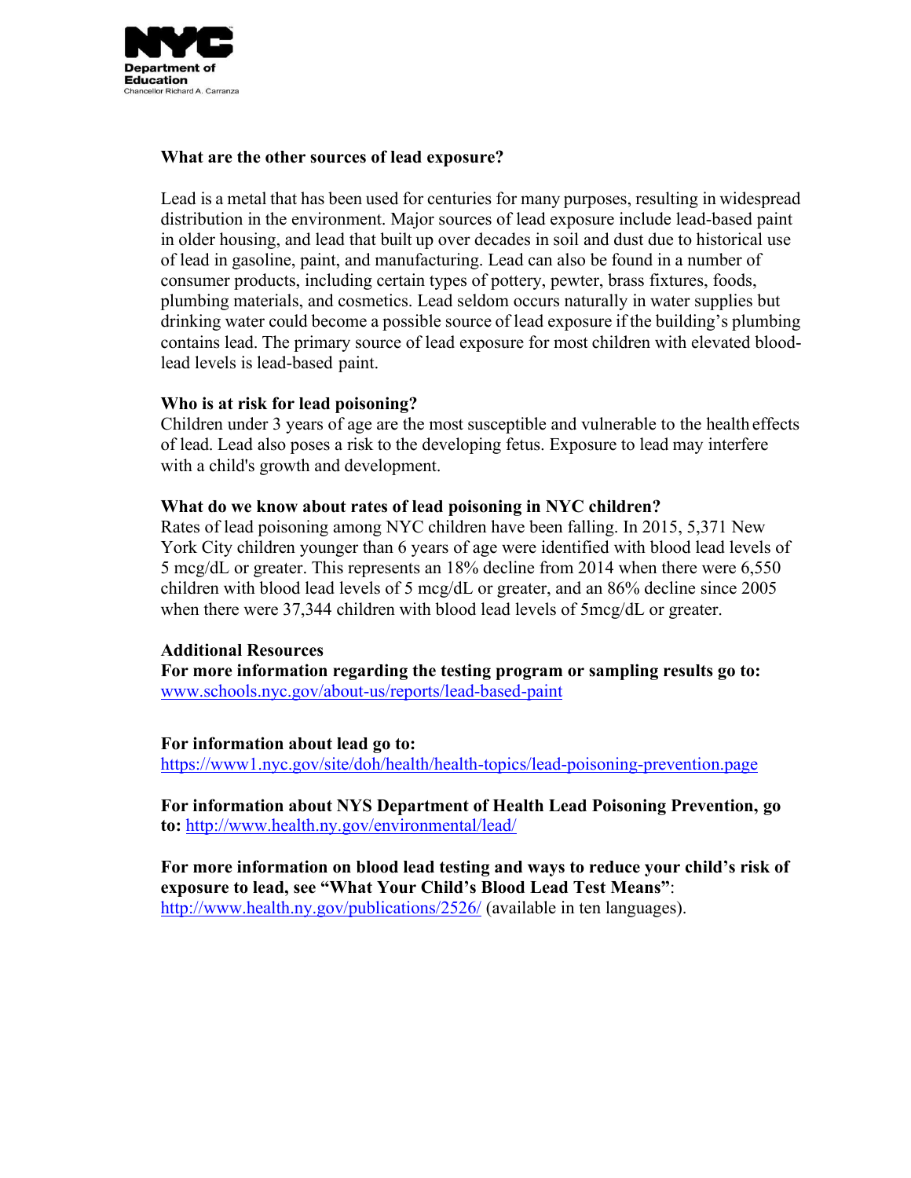**What are the other sources of lead exposure?**

Lead is a metal that has been used for centuries for many purposes, resulting in widespread distribution in the environment. Major sources of lead exposure include lead-based paint in older housing, and lead that built up over decades in soil and dust due to historical use of lead in gasoline, paint, and manufacturing. Lead can also be found in a number of consumer products, including certain types of pottery, pewter, brass fixtures, foods, plumbing materials, and cosmetics. Lead seldom occurs naturally in water supplies but drinking water could become a possible source of lead exposure if the building's plumbing contains lead. The primary source of lead exposure for most children with elevated blood-lead levels is lead-based paint.

**Who is at risk for lead poisoning?**

Children under 3 years of age are the most susceptible and vulnerable to the health effects of lead. Lead also poses a risk to the developing fetus. Exposure to lead may interfere with a child's growth and development.

**What do we know about rates of lead poisoning in NYC children?**

Rates of lead poisoning among NYC children have been falling. In 2015, 5,371 New York City children younger than 6 years of age were identified with blood lead levels of 5 mcg/dL or greater. This represents an 18% decline from 2014 when there were 6,550 children with blood lead levels of 5 mcg/dL or greater, and an 86% decline since 2005 when there were 37,344 children with blood lead levels of 5mcg/dL or greater.

**Additional Resources**

**For more information regarding the testing program or sampling results go to:**
www.schools.nyc.gov/about-us/reports/lead-based-paint

**For information about lead go to:**
https://www1.nyc.gov/site/doh/health/health-topics/lead-poisoning-prevention.page

**For information about NYS Department of Health Lead Poisoning Prevention, go to:** http://www.health.ny.gov/environmental/lead/

**For more information on blood lead testing and ways to reduce your child's risk of exposure to lead, see "What Your Child's Blood Lead Test Means"**: http://www.health.ny.gov/publications/2526/ (available in ten languages).